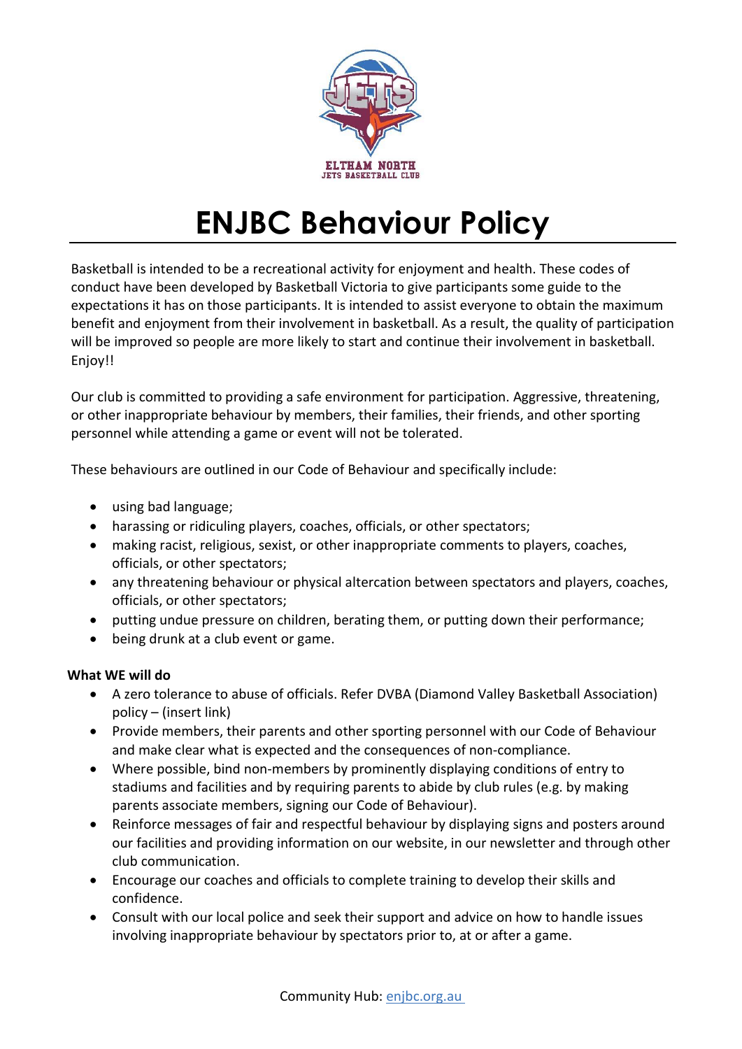# ENJBC Behaviour Policy

Basketball is intended to be a recreational activity for enjoyment and health. These codes of conduct have been developed by Basketball Victoria to give participants some guide to the expectations it has on those participants. It is intended to assist everyone to obtain the maximum benefit and enjoyment from their involvement in basketball. As a result, the quality of participation will be improved so people are more likely to start and continue their involvement in basketball. Enjoy!!

Our club is committed to providing a safe environment for participation. Aggressive, threatening, or other inappropriate behaviour by members, their families, their friends, and other sporting personnel while attending a game or event will not be tolerated.

These behaviours are outlined in our Code of Behaviour and specifically include:

- using bad language;
- harassing or ridiculing players, coaches, officials, or other spectators;
- making racist, religious, sexist, or other inappropriate comments to players, coaches, officials, or other spectators;
- any threatening behaviour or physical altercation between spectators and players, coaches, officials, or other spectators;
- putting undue pressure on children, berating them, or putting down their performance;
- being drunk at a club event or game.

**What WE will do**

- A zero tolerance to abuse of officials. Refer DVBA (Diamond Valley Basketball Association) policy – (insert link)
- Provide members, their parents and other sporting personnel with our Code of Behaviour and make clear what is expected and the consequences of non-compliance.
- Where possible, bind non-members by prominently displaying conditions of entry to stadiums and facilities and by requiring parents to abide by club rules (e.g. by making parents associate members, signing our Code of Behaviour).
- Reinforce messages of fair and respectful behaviour by displaying signs and posters around our facilities and providing information on our website, in our newsletter and through other club communication.
- Encourage our coaches and officials to complete training to develop their skills and confidence.
- Consult with our local police and seek their support and advice on how to handle issues involving inappropriate behaviour by spectators prior to, at or after a game.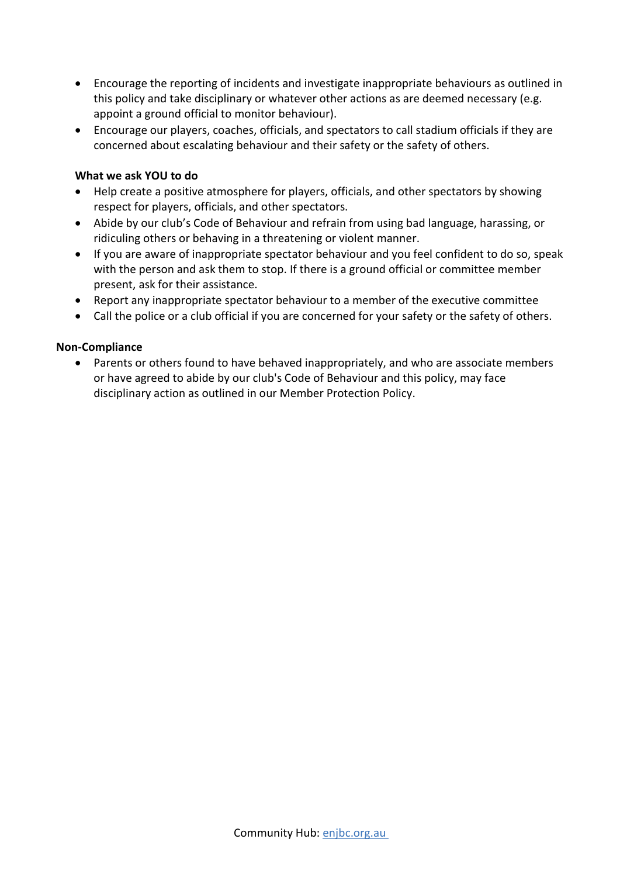- Encourage the reporting of incidents and investigate inappropriate behaviours as outlined in this policy and take disciplinary or whatever other actions as are deemed necessary (e.g. appoint a ground official to monitor behaviour).
- Encourage our players, coaches, officials, and spectators to call stadium officials if they are concerned about escalating behaviour and their safety or the safety of others.

**What we ask YOU to do**

- Help create a positive atmosphere for players, officials, and other spectators by showing respect for players, officials, and other spectators.
- Abide by our club's Code of Behaviour and refrain from using bad language, harassing, or ridiculing others or behaving in a threatening or violent manner.
- If you are aware of inappropriate spectator behaviour and you feel confident to do so, speak with the person and ask them to stop. If there is a ground official or committee member present, ask for their assistance.
- Report any inappropriate spectator behaviour to a member of the executive committee
- Call the police or a club official if you are concerned for your safety or the safety of others.

**Non-Compliance**

- Parents or others found to have behaved inappropriately, and who are associate members or have agreed to abide by our club's Code of Behaviour and this policy, may face disciplinary action as outlined in our Member Protection Policy.